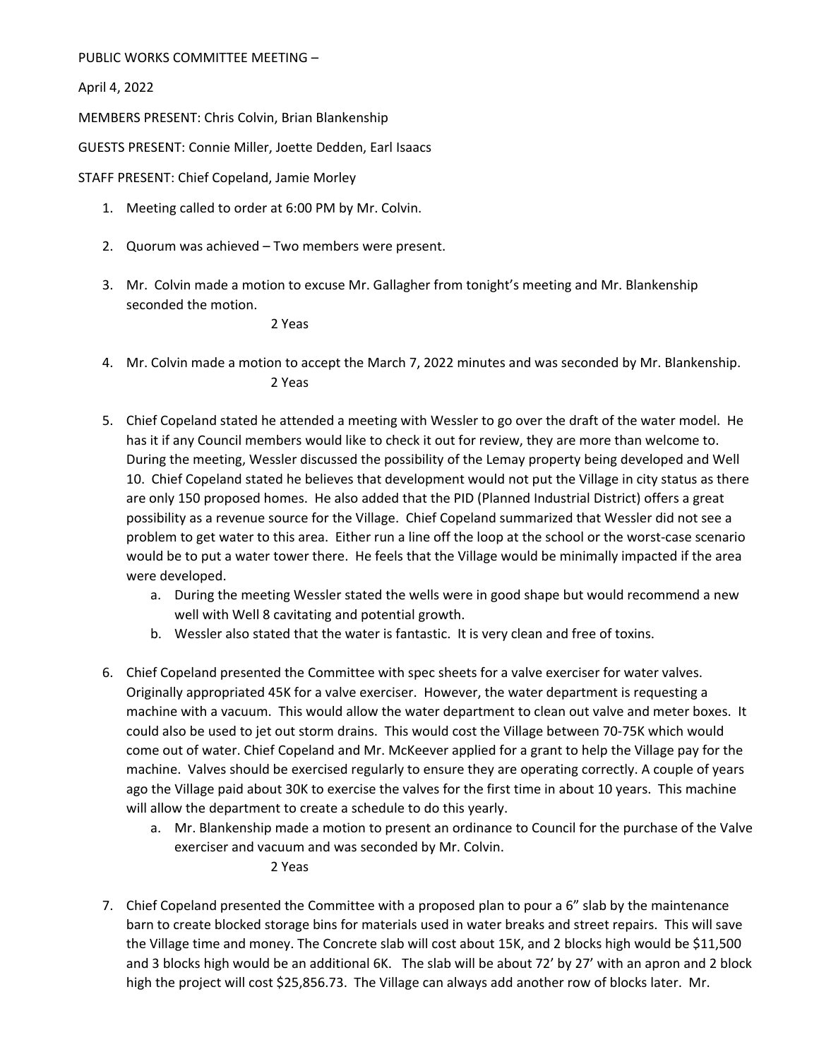PUBLIC WORKS COMMITTEE MEETING –

April 4, 2022

MEMBERS PRESENT: Chris Colvin, Brian Blankenship

GUESTS PRESENT: Connie Miller, Joette Dedden, Earl Isaacs

STAFF PRESENT: Chief Copeland, Jamie Morley

1. Meeting called to order at 6:00 PM by Mr. Colvin.

2. Quorum was achieved – Two members were present.

3. Mr. Colvin made a motion to excuse Mr. Gallagher from tonight's meeting and Mr. Blankenship seconded the motion.

   2 Yeas

4. Mr. Colvin made a motion to accept the March 7, 2022 minutes and was seconded by Mr. Blankenship.

   2 Yeas

5. Chief Copeland stated he attended a meeting with Wessler to go over the draft of the water model. He has it if any Council members would like to check it out for review, they are more than welcome to. During the meeting, Wessler discussed the possibility of the Lemay property being developed and Well 10. Chief Copeland stated he believes that development would not put the Village in city status as there are only 150 proposed homes. He also added that the PID (Planned Industrial District) offers a great possibility as a revenue source for the Village. Chief Copeland summarized that Wessler did not see a problem to get water to this area. Either run a line off the loop at the school or the worst-case scenario would be to put a water tower there. He feels that the Village would be minimally impacted if the area were developed.
   a. During the meeting Wessler stated the wells were in good shape but would recommend a new well with Well 8 cavitating and potential growth.
   b. Wessler also stated that the water is fantastic. It is very clean and free of toxins.

6. Chief Copeland presented the Committee with spec sheets for a valve exerciser for water valves. Originally appropriated 45K for a valve exerciser. However, the water department is requesting a machine with a vacuum. This would allow the water department to clean out valve and meter boxes. It could also be used to jet out storm drains. This would cost the Village between 70-75K which would come out of water. Chief Copeland and Mr. McKeever applied for a grant to help the Village pay for the machine. Valves should be exercised regularly to ensure they are operating correctly. A couple of years ago the Village paid about 30K to exercise the valves for the first time in about 10 years. This machine will allow the department to create a schedule to do this yearly.
   a. Mr. Blankenship made a motion to present an ordinance to Council for the purchase of the Valve exerciser and vacuum and was seconded by Mr. Colvin.

      2 Yeas

7. Chief Copeland presented the Committee with a proposed plan to pour a 6" slab by the maintenance barn to create blocked storage bins for materials used in water breaks and street repairs. This will save the Village time and money. The Concrete slab will cost about 15K, and 2 blocks high would be $11,500 and 3 blocks high would be an additional 6K. The slab will be about 72' by 27' with an apron and 2 block high the project will cost $25,856.73. The Village can always add another row of blocks later. Mr.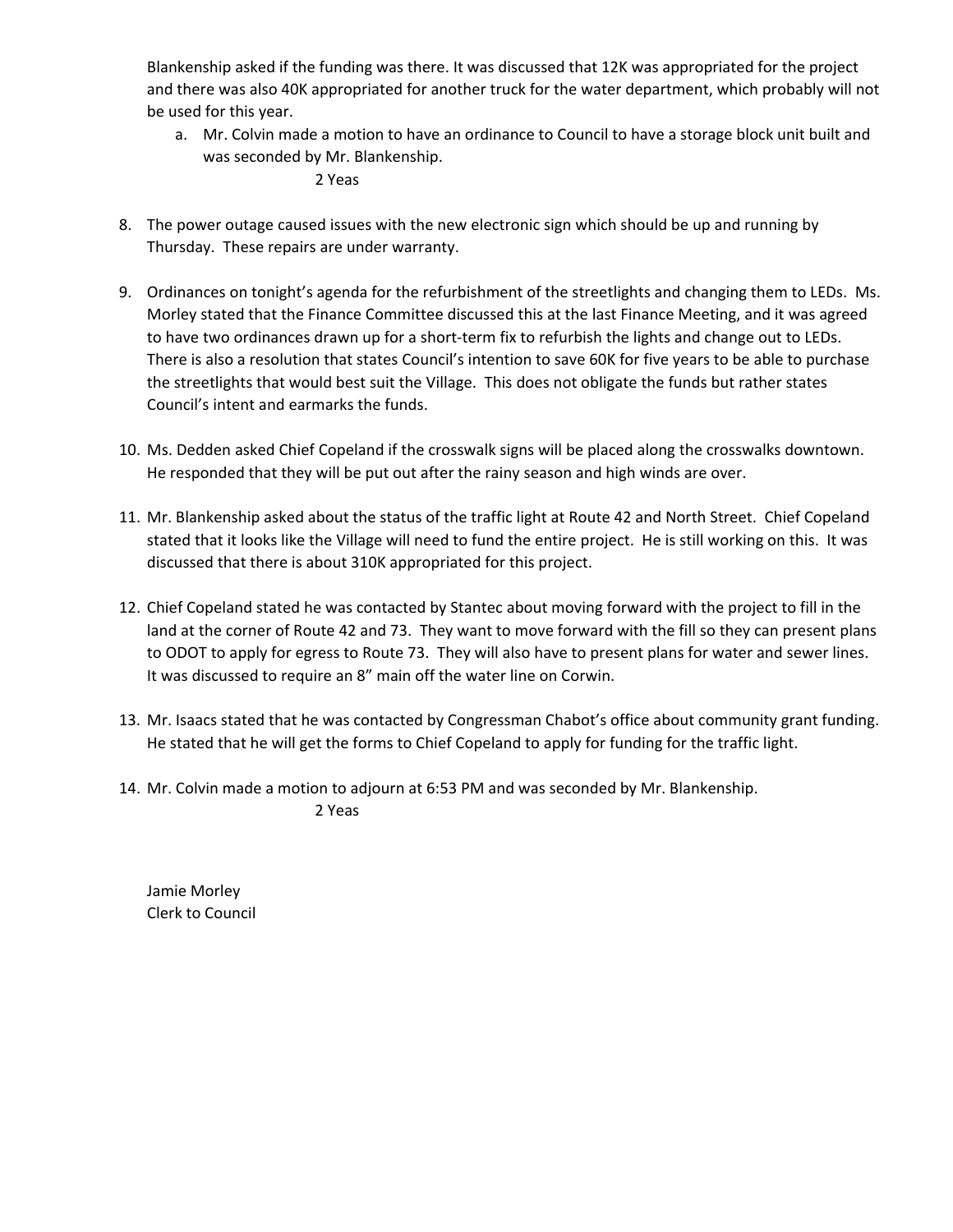Blankenship asked if the funding was there. It was discussed that 12K was appropriated for the project and there was also 40K appropriated for another truck for the water department, which probably will not be used for this year.

   a. Mr. Colvin made a motion to have an ordinance to Council to have a storage block unit built and was seconded by Mr. Blankenship.

      2 Yeas

8. The power outage caused issues with the new electronic sign which should be up and running by Thursday. These repairs are under warranty.

9. Ordinances on tonight's agenda for the refurbishment of the streetlights and changing them to LEDs. Ms. Morley stated that the Finance Committee discussed this at the last Finance Meeting, and it was agreed to have two ordinances drawn up for a short-term fix to refurbish the lights and change out to LEDs. There is also a resolution that states Council's intention to save 60K for five years to be able to purchase the streetlights that would best suit the Village. This does not obligate the funds but rather states Council's intent and earmarks the funds.

10. Ms. Dedden asked Chief Copeland if the crosswalk signs will be placed along the crosswalks downtown. He responded that they will be put out after the rainy season and high winds are over.

11. Mr. Blankenship asked about the status of the traffic light at Route 42 and North Street. Chief Copeland stated that it looks like the Village will need to fund the entire project. He is still working on this. It was discussed that there is about 310K appropriated for this project.

12. Chief Copeland stated he was contacted by Stantec about moving forward with the project to fill in the land at the corner of Route 42 and 73. They want to move forward with the fill so they can present plans to ODOT to apply for egress to Route 73. They will also have to present plans for water and sewer lines. It was discussed to require an 8" main off the water line on Corwin.

13. Mr. Isaacs stated that he was contacted by Congressman Chabot's office about community grant funding. He stated that he will get the forms to Chief Copeland to apply for funding for the traffic light.

14. Mr. Colvin made a motion to adjourn at 6:53 PM and was seconded by Mr. Blankenship.

      2 Yeas

Jamie Morley
Clerk to Council